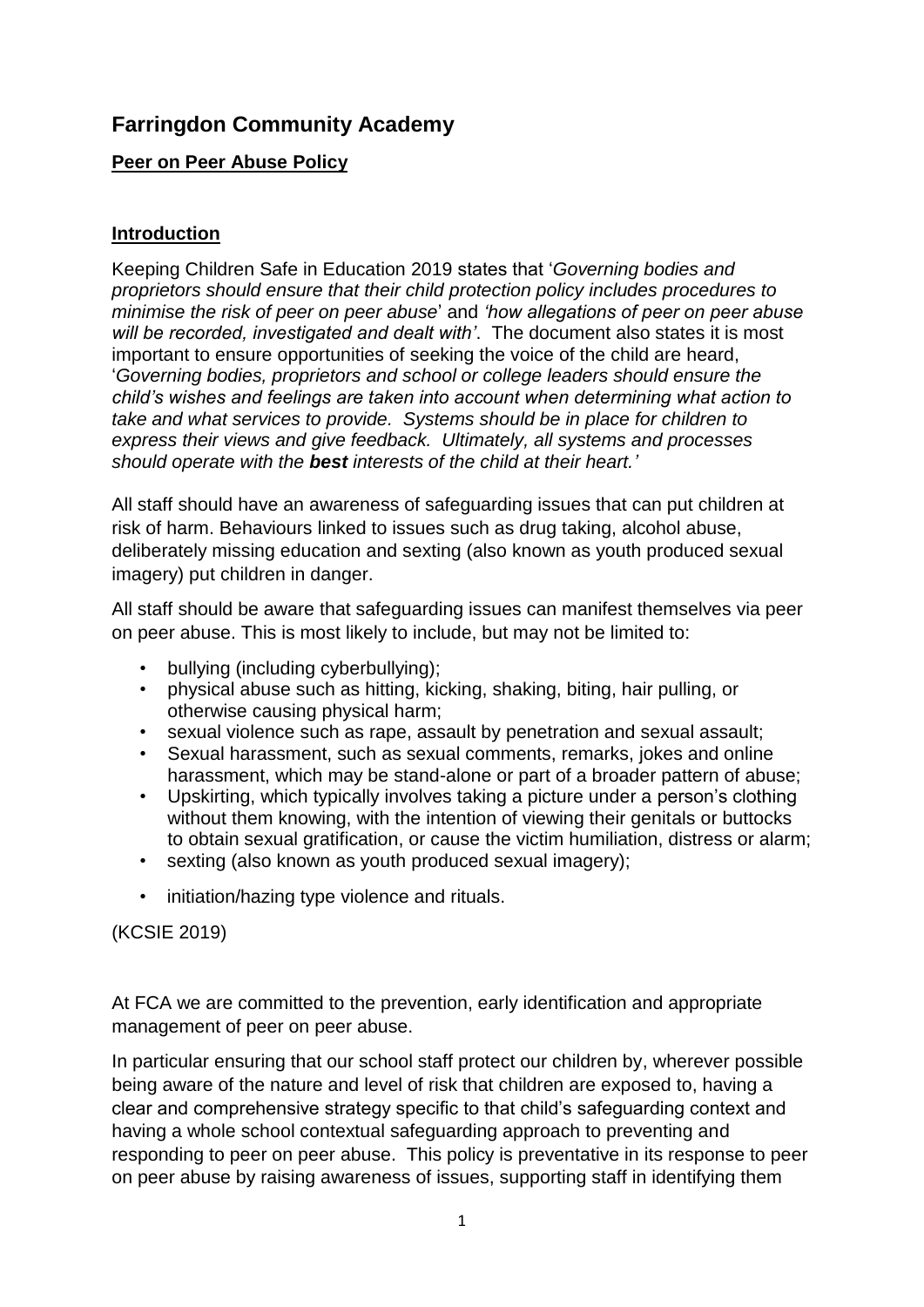# Farringdon Community Academy

## Peer on Peer Abuse Policy

### Introduction

Keeping Children Safe in Education 2019 states that '*Governing bodies and proprietors should ensure that their child protection policy includes procedures to minimise the risk of peer on peer abuse*' and *'how allegations of peer on peer abuse will be recorded, investigated and dealt with'*. The document also states it is most important to ensure opportunities of seeking the voice of the child are heard, '*Governing bodies, proprietors and school or college leaders should ensure the child's wishes and feelings are taken into account when determining what action to take and what services to provide. Systems should be in place for children to express their views and give feedback. Ultimately, all systems and processes should operate with the* ***best*** *interests of the child at their heart.'*

All staff should have an awareness of safeguarding issues that can put children at risk of harm. Behaviours linked to issues such as drug taking, alcohol abuse, deliberately missing education and sexting (also known as youth produced sexual imagery) put children in danger.

All staff should be aware that safeguarding issues can manifest themselves via peer on peer abuse. This is most likely to include, but may not be limited to:

- bullying (including cyberbullying);
- physical abuse such as hitting, kicking, shaking, biting, hair pulling, or otherwise causing physical harm;
- sexual violence such as rape, assault by penetration and sexual assault;
- Sexual harassment, such as sexual comments, remarks, jokes and online harassment, which may be stand-alone or part of a broader pattern of abuse;
- Upskirting, which typically involves taking a picture under a person's clothing without them knowing, with the intention of viewing their genitals or buttocks to obtain sexual gratification, or cause the victim humiliation, distress or alarm;
- sexting (also known as youth produced sexual imagery);
- initiation/hazing type violence and rituals.

(KCSIE 2019)

At FCA we are committed to the prevention, early identification and appropriate management of peer on peer abuse.

In particular ensuring that our school staff protect our children by, wherever possible being aware of the nature and level of risk that children are exposed to, having a clear and comprehensive strategy specific to that child's safeguarding context and having a whole school contextual safeguarding approach to preventing and responding to peer on peer abuse. This policy is preventative in its response to peer on peer abuse by raising awareness of issues, supporting staff in identifying them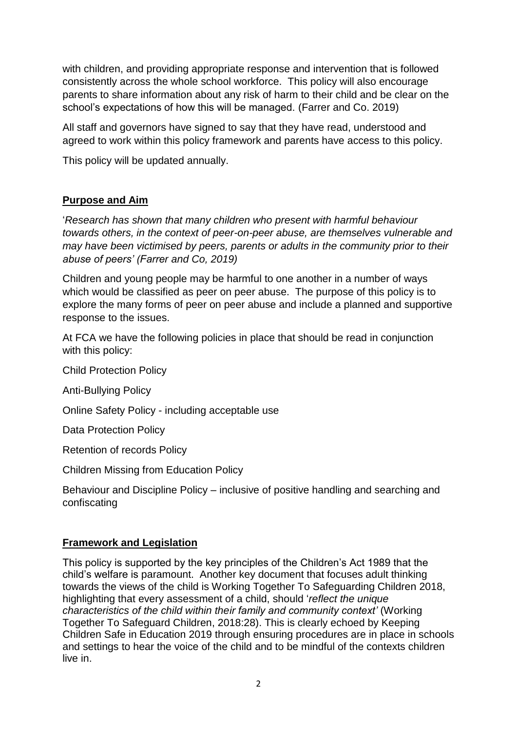with children, and providing appropriate response and intervention that is followed consistently across the whole school workforce. This policy will also encourage parents to share information about any risk of harm to their child and be clear on the school's expectations of how this will be managed. (Farrer and Co. 2019)

All staff and governors have signed to say that they have read, understood and agreed to work within this policy framework and parents have access to this policy.

This policy will be updated annually.

## Purpose and Aim

'*Research has shown that many children who present with harmful behaviour towards others, in the context of peer-on-peer abuse, are themselves vulnerable and may have been victimised by peers, parents or adults in the community prior to their abuse of peers' (Farrer and Co, 2019)*

Children and young people may be harmful to one another in a number of ways which would be classified as peer on peer abuse. The purpose of this policy is to explore the many forms of peer on peer abuse and include a planned and supportive response to the issues.

At FCA we have the following policies in place that should be read in conjunction with this policy:

Child Protection Policy

Anti-Bullying Policy

Online Safety Policy - including acceptable use

Data Protection Policy

Retention of records Policy

Children Missing from Education Policy

Behaviour and Discipline Policy – inclusive of positive handling and searching and confiscating

## Framework and Legislation

This policy is supported by the key principles of the Children's Act 1989 that the child's welfare is paramount. Another key document that focuses adult thinking towards the views of the child is Working Together To Safeguarding Children 2018, highlighting that every assessment of a child, should '*reflect the unique characteristics of the child within their family and community context'* (Working Together To Safeguard Children, 2018:28). This is clearly echoed by Keeping Children Safe in Education 2019 through ensuring procedures are in place in schools and settings to hear the voice of the child and to be mindful of the contexts children live in.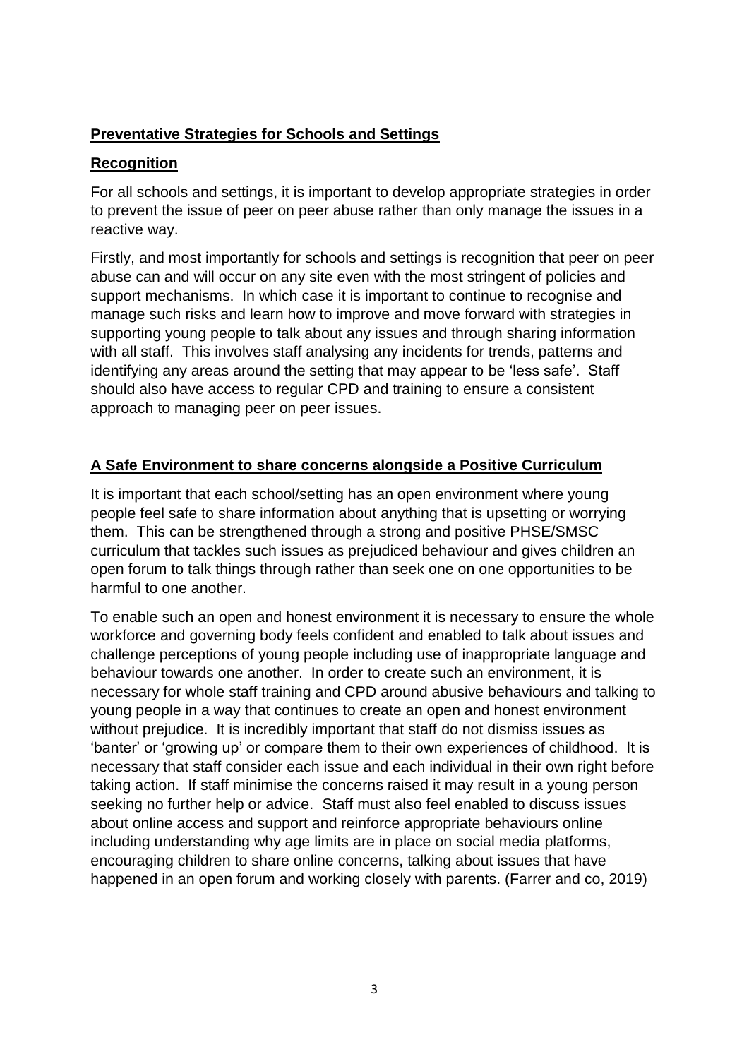## Preventative Strategies for Schools and Settings

### Recognition

For all schools and settings, it is important to develop appropriate strategies in order to prevent the issue of peer on peer abuse rather than only manage the issues in a reactive way.

Firstly, and most importantly for schools and settings is recognition that peer on peer abuse can and will occur on any site even with the most stringent of policies and support mechanisms. In which case it is important to continue to recognise and manage such risks and learn how to improve and move forward with strategies in supporting young people to talk about any issues and through sharing information with all staff. This involves staff analysing any incidents for trends, patterns and identifying any areas around the setting that may appear to be 'less safe'. Staff should also have access to regular CPD and training to ensure a consistent approach to managing peer on peer issues.

### A Safe Environment to share concerns alongside a Positive Curriculum

It is important that each school/setting has an open environment where young people feel safe to share information about anything that is upsetting or worrying them. This can be strengthened through a strong and positive PHSE/SMSC curriculum that tackles such issues as prejudiced behaviour and gives children an open forum to talk things through rather than seek one on one opportunities to be harmful to one another.

To enable such an open and honest environment it is necessary to ensure the whole workforce and governing body feels confident and enabled to talk about issues and challenge perceptions of young people including use of inappropriate language and behaviour towards one another. In order to create such an environment, it is necessary for whole staff training and CPD around abusive behaviours and talking to young people in a way that continues to create an open and honest environment without prejudice. It is incredibly important that staff do not dismiss issues as 'banter' or 'growing up' or compare them to their own experiences of childhood. It is necessary that staff consider each issue and each individual in their own right before taking action. If staff minimise the concerns raised it may result in a young person seeking no further help or advice. Staff must also feel enabled to discuss issues about online access and support and reinforce appropriate behaviours online including understanding why age limits are in place on social media platforms, encouraging children to share online concerns, talking about issues that have happened in an open forum and working closely with parents. (Farrer and co, 2019)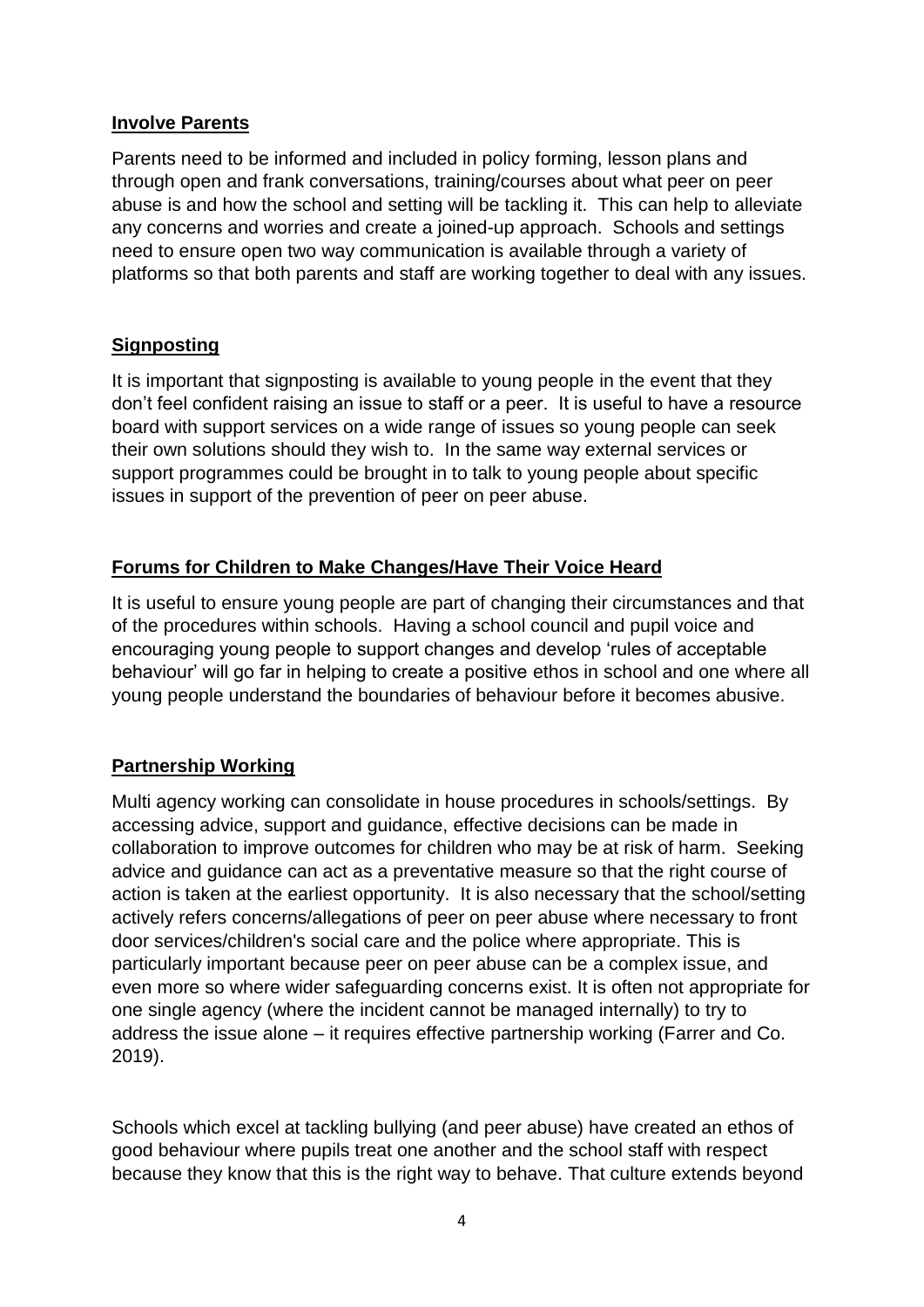**Involve Parents**

Parents need to be informed and included in policy forming, lesson plans and through open and frank conversations, training/courses about what peer on peer abuse is and how the school and setting will be tackling it. This can help to alleviate any concerns and worries and create a joined-up approach. Schools and settings need to ensure open two way communication is available through a variety of platforms so that both parents and staff are working together to deal with any issues.

**Signposting**

It is important that signposting is available to young people in the event that they don't feel confident raising an issue to staff or a peer. It is useful to have a resource board with support services on a wide range of issues so young people can seek their own solutions should they wish to. In the same way external services or support programmes could be brought in to talk to young people about specific issues in support of the prevention of peer on peer abuse.

**Forums for Children to Make Changes/Have Their Voice Heard**

It is useful to ensure young people are part of changing their circumstances and that of the procedures within schools. Having a school council and pupil voice and encouraging young people to support changes and develop 'rules of acceptable behaviour' will go far in helping to create a positive ethos in school and one where all young people understand the boundaries of behaviour before it becomes abusive.

**Partnership Working**

Multi agency working can consolidate in house procedures in schools/settings. By accessing advice, support and guidance, effective decisions can be made in collaboration to improve outcomes for children who may be at risk of harm. Seeking advice and guidance can act as a preventative measure so that the right course of action is taken at the earliest opportunity. It is also necessary that the school/setting actively refers concerns/allegations of peer on peer abuse where necessary to front door services/children's social care and the police where appropriate. This is particularly important because peer on peer abuse can be a complex issue, and even more so where wider safeguarding concerns exist. It is often not appropriate for one single agency (where the incident cannot be managed internally) to try to address the issue alone – it requires effective partnership working (Farrer and Co. 2019).

Schools which excel at tackling bullying (and peer abuse) have created an ethos of good behaviour where pupils treat one another and the school staff with respect because they know that this is the right way to behave. That culture extends beyond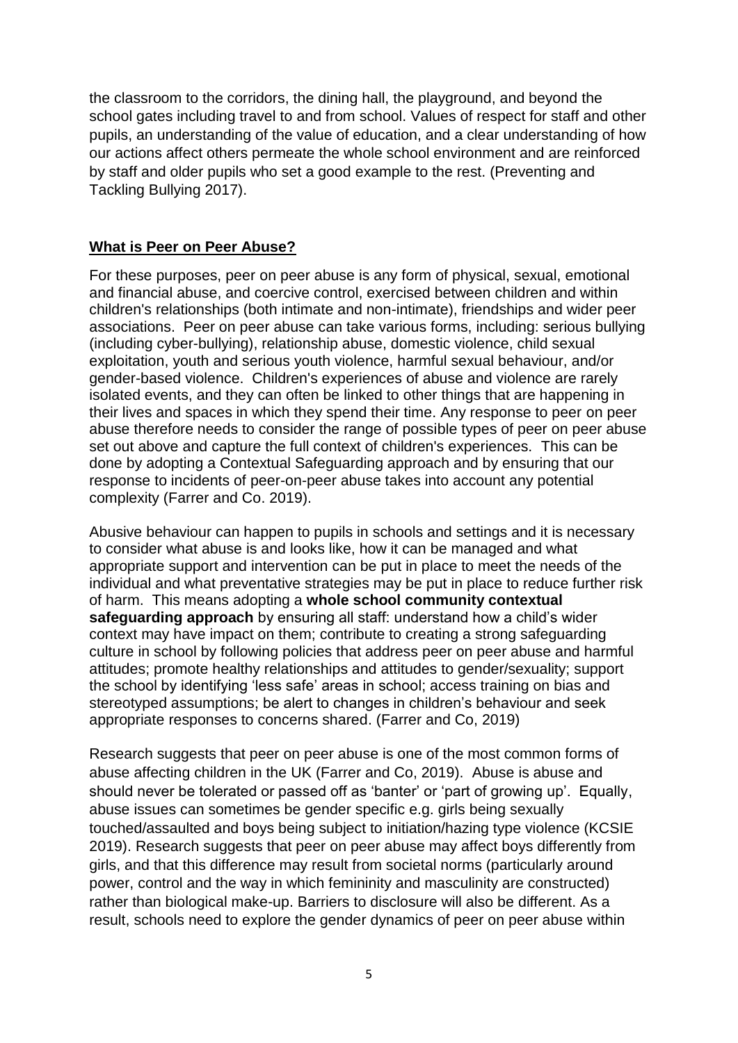the classroom to the corridors, the dining hall, the playground, and beyond the school gates including travel to and from school. Values of respect for staff and other pupils, an understanding of the value of education, and a clear understanding of how our actions affect others permeate the whole school environment and are reinforced by staff and older pupils who set a good example to the rest. (Preventing and Tackling Bullying 2017).

## **What is Peer on Peer Abuse?**

For these purposes, peer on peer abuse is any form of physical, sexual, emotional and financial abuse, and coercive control, exercised between children and within children's relationships (both intimate and non-intimate), friendships and wider peer associations. Peer on peer abuse can take various forms, including: serious bullying (including cyber-bullying), relationship abuse, domestic violence, child sexual exploitation, youth and serious youth violence, harmful sexual behaviour, and/or gender-based violence. Children's experiences of abuse and violence are rarely isolated events, and they can often be linked to other things that are happening in their lives and spaces in which they spend their time. Any response to peer on peer abuse therefore needs to consider the range of possible types of peer on peer abuse set out above and capture the full context of children's experiences. This can be done by adopting a Contextual Safeguarding approach and by ensuring that our response to incidents of peer-on-peer abuse takes into account any potential complexity (Farrer and Co. 2019).

Abusive behaviour can happen to pupils in schools and settings and it is necessary to consider what abuse is and looks like, how it can be managed and what appropriate support and intervention can be put in place to meet the needs of the individual and what preventative strategies may be put in place to reduce further risk of harm. This means adopting a **whole school community contextual safeguarding approach** by ensuring all staff: understand how a child's wider context may have impact on them; contribute to creating a strong safeguarding culture in school by following policies that address peer on peer abuse and harmful attitudes; promote healthy relationships and attitudes to gender/sexuality; support the school by identifying 'less safe' areas in school; access training on bias and stereotyped assumptions; be alert to changes in children's behaviour and seek appropriate responses to concerns shared. (Farrer and Co, 2019)

Research suggests that peer on peer abuse is one of the most common forms of abuse affecting children in the UK (Farrer and Co, 2019). Abuse is abuse and should never be tolerated or passed off as 'banter' or 'part of growing up'. Equally, abuse issues can sometimes be gender specific e.g. girls being sexually touched/assaulted and boys being subject to initiation/hazing type violence (KCSIE 2019). Research suggests that peer on peer abuse may affect boys differently from girls, and that this difference may result from societal norms (particularly around power, control and the way in which femininity and masculinity are constructed) rather than biological make-up. Barriers to disclosure will also be different. As a result, schools need to explore the gender dynamics of peer on peer abuse within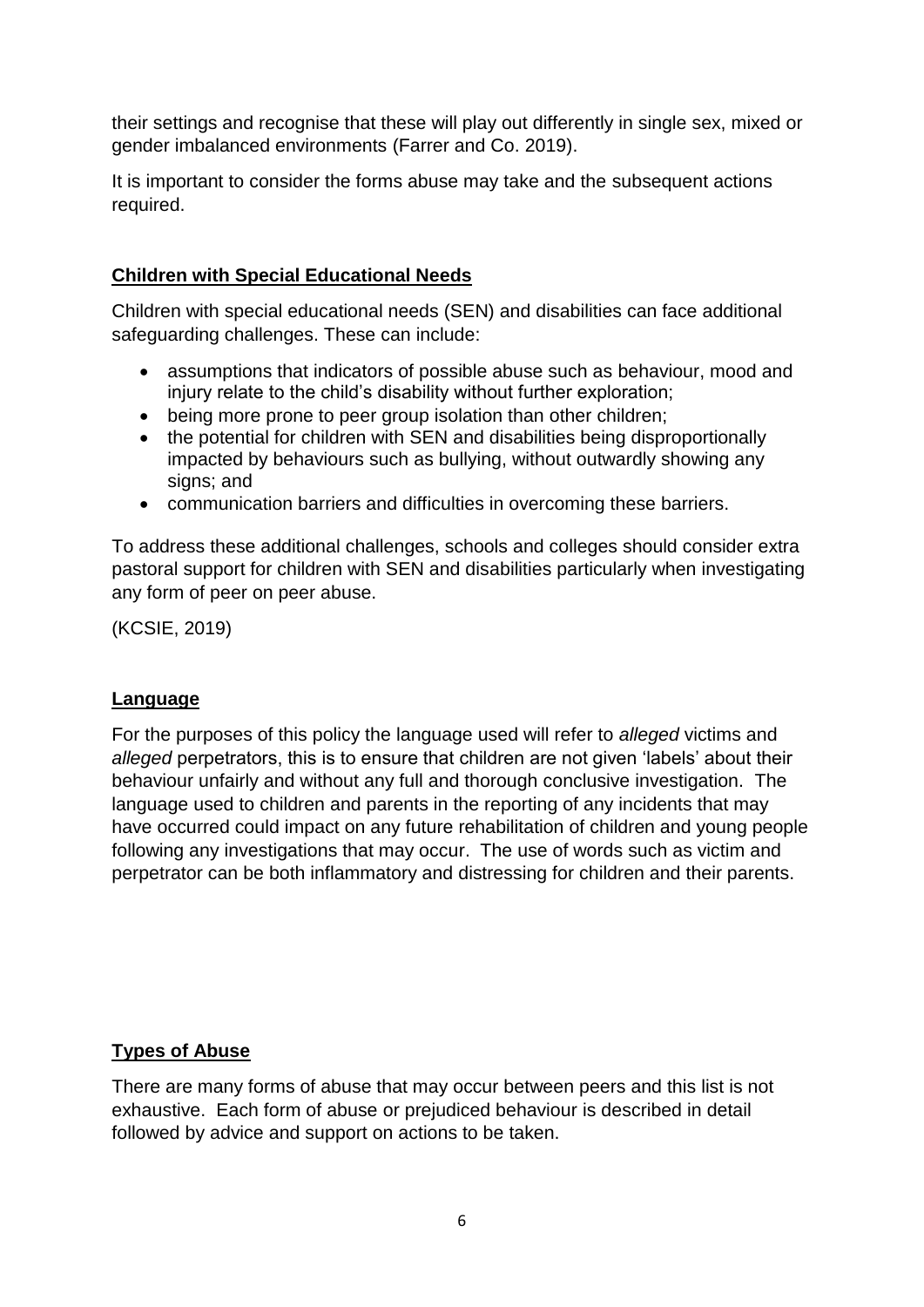their settings and recognise that these will play out differently in single sex, mixed or gender imbalanced environments (Farrer and Co. 2019).

It is important to consider the forms abuse may take and the subsequent actions required.

## Children with Special Educational Needs

Children with special educational needs (SEN) and disabilities can face additional safeguarding challenges. These can include:

- assumptions that indicators of possible abuse such as behaviour, mood and injury relate to the child's disability without further exploration;
- being more prone to peer group isolation than other children;
- the potential for children with SEN and disabilities being disproportionally impacted by behaviours such as bullying, without outwardly showing any signs; and
- communication barriers and difficulties in overcoming these barriers.

To address these additional challenges, schools and colleges should consider extra pastoral support for children with SEN and disabilities particularly when investigating any form of peer on peer abuse.

(KCSIE, 2019)

## Language

For the purposes of this policy the language used will refer to *alleged* victims and *alleged* perpetrators, this is to ensure that children are not given 'labels' about their behaviour unfairly and without any full and thorough conclusive investigation. The language used to children and parents in the reporting of any incidents that may have occurred could impact on any future rehabilitation of children and young people following any investigations that may occur. The use of words such as victim and perpetrator can be both inflammatory and distressing for children and their parents.

## Types of Abuse

There are many forms of abuse that may occur between peers and this list is not exhaustive. Each form of abuse or prejudiced behaviour is described in detail followed by advice and support on actions to be taken.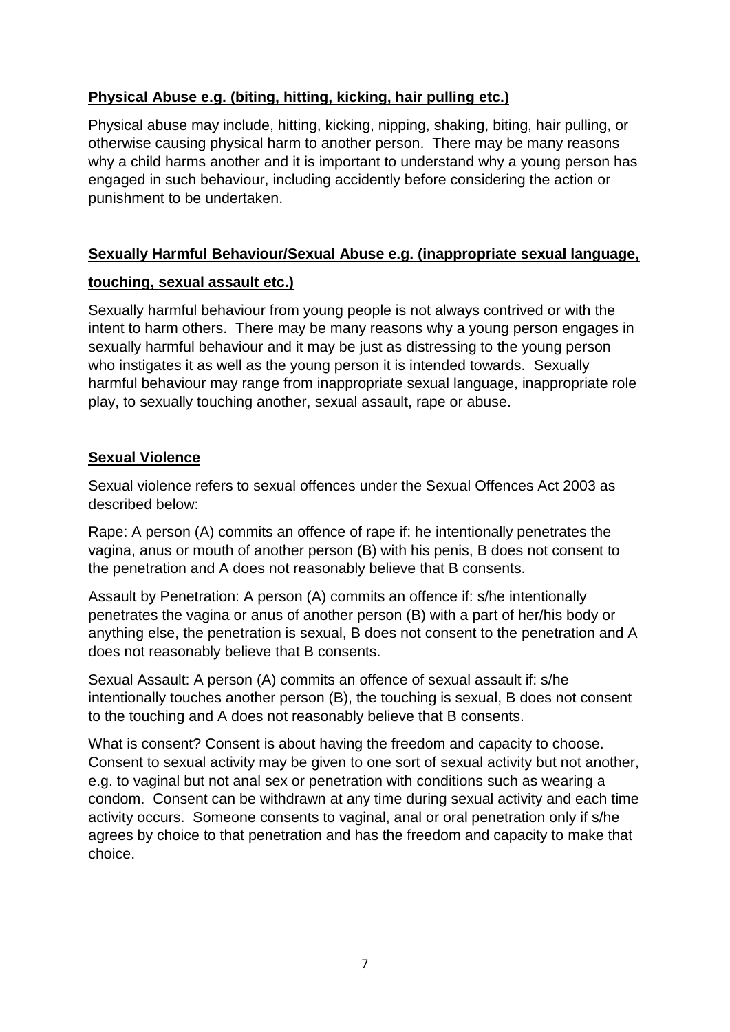**Physical Abuse e.g. (biting, hitting, kicking, hair pulling etc.)**

Physical abuse may include, hitting, kicking, nipping, shaking, biting, hair pulling, or otherwise causing physical harm to another person. There may be many reasons why a child harms another and it is important to understand why a young person has engaged in such behaviour, including accidently before considering the action or punishment to be undertaken.

**Sexually Harmful Behaviour/Sexual Abuse e.g. (inappropriate sexual language, touching, sexual assault etc.)**

Sexually harmful behaviour from young people is not always contrived or with the intent to harm others. There may be many reasons why a young person engages in sexually harmful behaviour and it may be just as distressing to the young person who instigates it as well as the young person it is intended towards. Sexually harmful behaviour may range from inappropriate sexual language, inappropriate role play, to sexually touching another, sexual assault, rape or abuse.

**Sexual Violence**

Sexual violence refers to sexual offences under the Sexual Offences Act 2003 as described below:

Rape: A person (A) commits an offence of rape if: he intentionally penetrates the vagina, anus or mouth of another person (B) with his penis, B does not consent to the penetration and A does not reasonably believe that B consents.

Assault by Penetration: A person (A) commits an offence if: s/he intentionally penetrates the vagina or anus of another person (B) with a part of her/his body or anything else, the penetration is sexual, B does not consent to the penetration and A does not reasonably believe that B consents.

Sexual Assault: A person (A) commits an offence of sexual assault if: s/he intentionally touches another person (B), the touching is sexual, B does not consent to the touching and A does not reasonably believe that B consents.

What is consent? Consent is about having the freedom and capacity to choose. Consent to sexual activity may be given to one sort of sexual activity but not another, e.g. to vaginal but not anal sex or penetration with conditions such as wearing a condom. Consent can be withdrawn at any time during sexual activity and each time activity occurs. Someone consents to vaginal, anal or oral penetration only if s/he agrees by choice to that penetration and has the freedom and capacity to make that choice.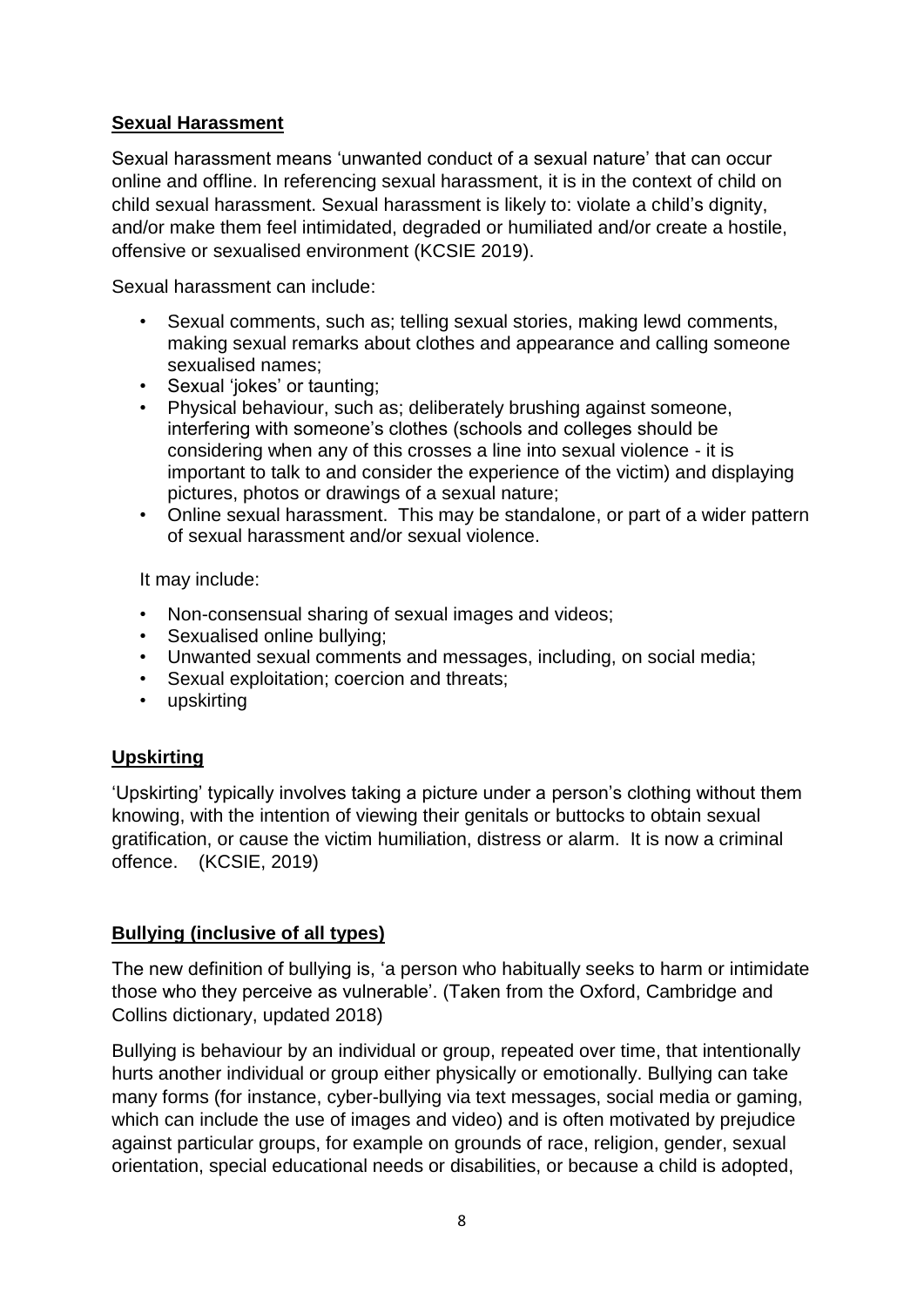**Sexual Harassment**

Sexual harassment means 'unwanted conduct of a sexual nature' that can occur online and offline. In referencing sexual harassment, it is in the context of child on child sexual harassment. Sexual harassment is likely to: violate a child's dignity, and/or make them feel intimidated, degraded or humiliated and/or create a hostile, offensive or sexualised environment (KCSIE 2019).

Sexual harassment can include:

- Sexual comments, such as; telling sexual stories, making lewd comments, making sexual remarks about clothes and appearance and calling someone sexualised names;
- Sexual 'jokes' or taunting;
- Physical behaviour, such as; deliberately brushing against someone, interfering with someone's clothes (schools and colleges should be considering when any of this crosses a line into sexual violence - it is important to talk to and consider the experience of the victim) and displaying pictures, photos or drawings of a sexual nature;
- Online sexual harassment. This may be standalone, or part of a wider pattern of sexual harassment and/or sexual violence.

It may include:

- Non-consensual sharing of sexual images and videos;
- Sexualised online bullying;
- Unwanted sexual comments and messages, including, on social media;
- Sexual exploitation; coercion and threats;
- upskirting

**Upskirting**

'Upskirting' typically involves taking a picture under a person's clothing without them knowing, with the intention of viewing their genitals or buttocks to obtain sexual gratification, or cause the victim humiliation, distress or alarm. It is now a criminal offence. (KCSIE, 2019)

**Bullying (inclusive of all types)**

The new definition of bullying is, 'a person who habitually seeks to harm or intimidate those who they perceive as vulnerable'. (Taken from the Oxford, Cambridge and Collins dictionary, updated 2018)

Bullying is behaviour by an individual or group, repeated over time, that intentionally hurts another individual or group either physically or emotionally. Bullying can take many forms (for instance, cyber-bullying via text messages, social media or gaming, which can include the use of images and video) and is often motivated by prejudice against particular groups, for example on grounds of race, religion, gender, sexual orientation, special educational needs or disabilities, or because a child is adopted,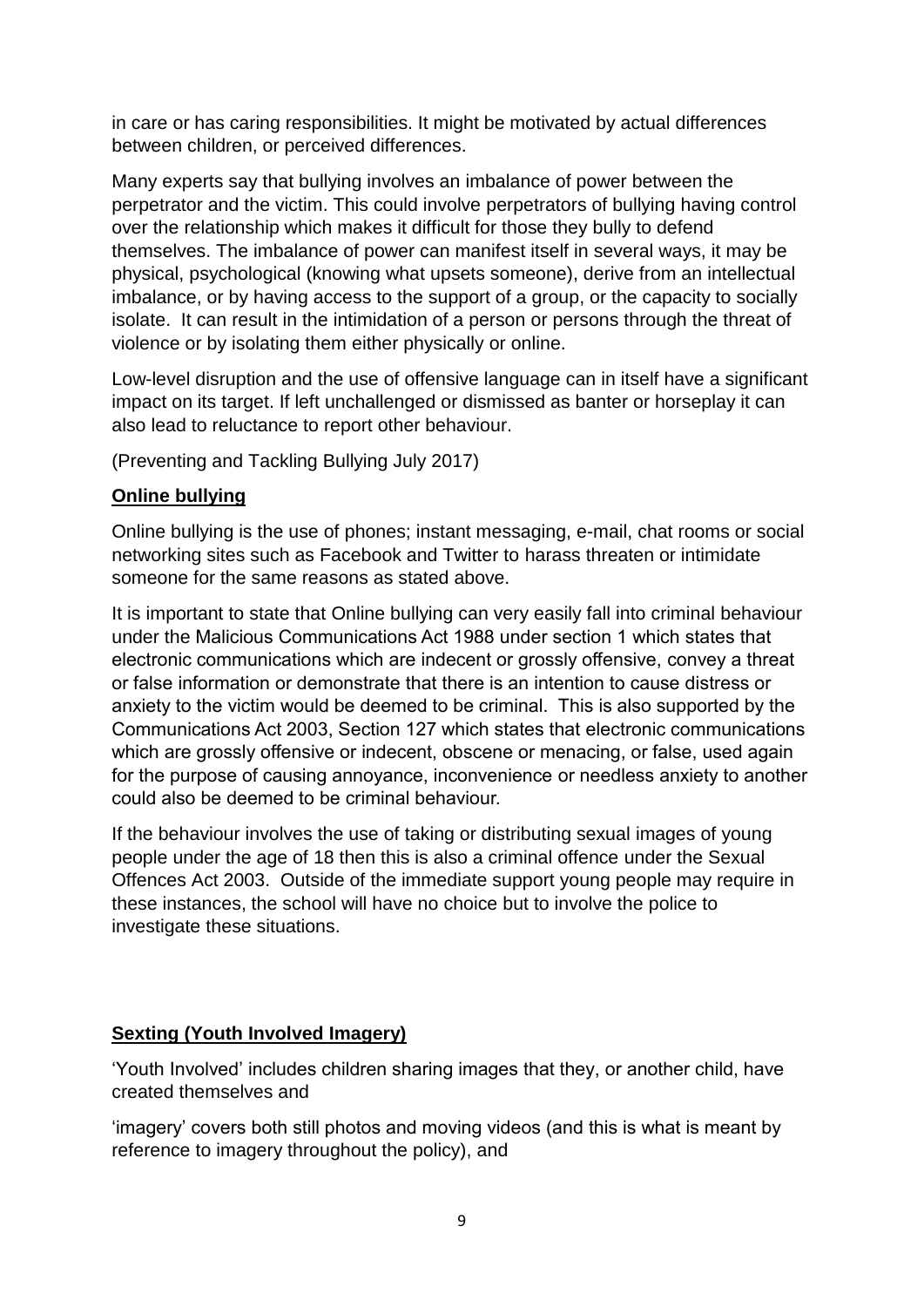in care or has caring responsibilities. It might be motivated by actual differences between children, or perceived differences.

Many experts say that bullying involves an imbalance of power between the perpetrator and the victim. This could involve perpetrators of bullying having control over the relationship which makes it difficult for those they bully to defend themselves. The imbalance of power can manifest itself in several ways, it may be physical, psychological (knowing what upsets someone), derive from an intellectual imbalance, or by having access to the support of a group, or the capacity to socially isolate. It can result in the intimidation of a person or persons through the threat of violence or by isolating them either physically or online.

Low-level disruption and the use of offensive language can in itself have a significant impact on its target. If left unchallenged or dismissed as banter or horseplay it can also lead to reluctance to report other behaviour.

(Preventing and Tackling Bullying July 2017)

**Online bullying**

Online bullying is the use of phones; instant messaging, e-mail, chat rooms or social networking sites such as Facebook and Twitter to harass threaten or intimidate someone for the same reasons as stated above.

It is important to state that Online bullying can very easily fall into criminal behaviour under the Malicious Communications Act 1988 under section 1 which states that electronic communications which are indecent or grossly offensive, convey a threat or false information or demonstrate that there is an intention to cause distress or anxiety to the victim would be deemed to be criminal. This is also supported by the Communications Act 2003, Section 127 which states that electronic communications which are grossly offensive or indecent, obscene or menacing, or false, used again for the purpose of causing annoyance, inconvenience or needless anxiety to another could also be deemed to be criminal behaviour.

If the behaviour involves the use of taking or distributing sexual images of young people under the age of 18 then this is also a criminal offence under the Sexual Offences Act 2003. Outside of the immediate support young people may require in these instances, the school will have no choice but to involve the police to investigate these situations.

**Sexting (Youth Involved Imagery)**

'Youth Involved' includes children sharing images that they, or another child, have created themselves and

'imagery' covers both still photos and moving videos (and this is what is meant by reference to imagery throughout the policy), and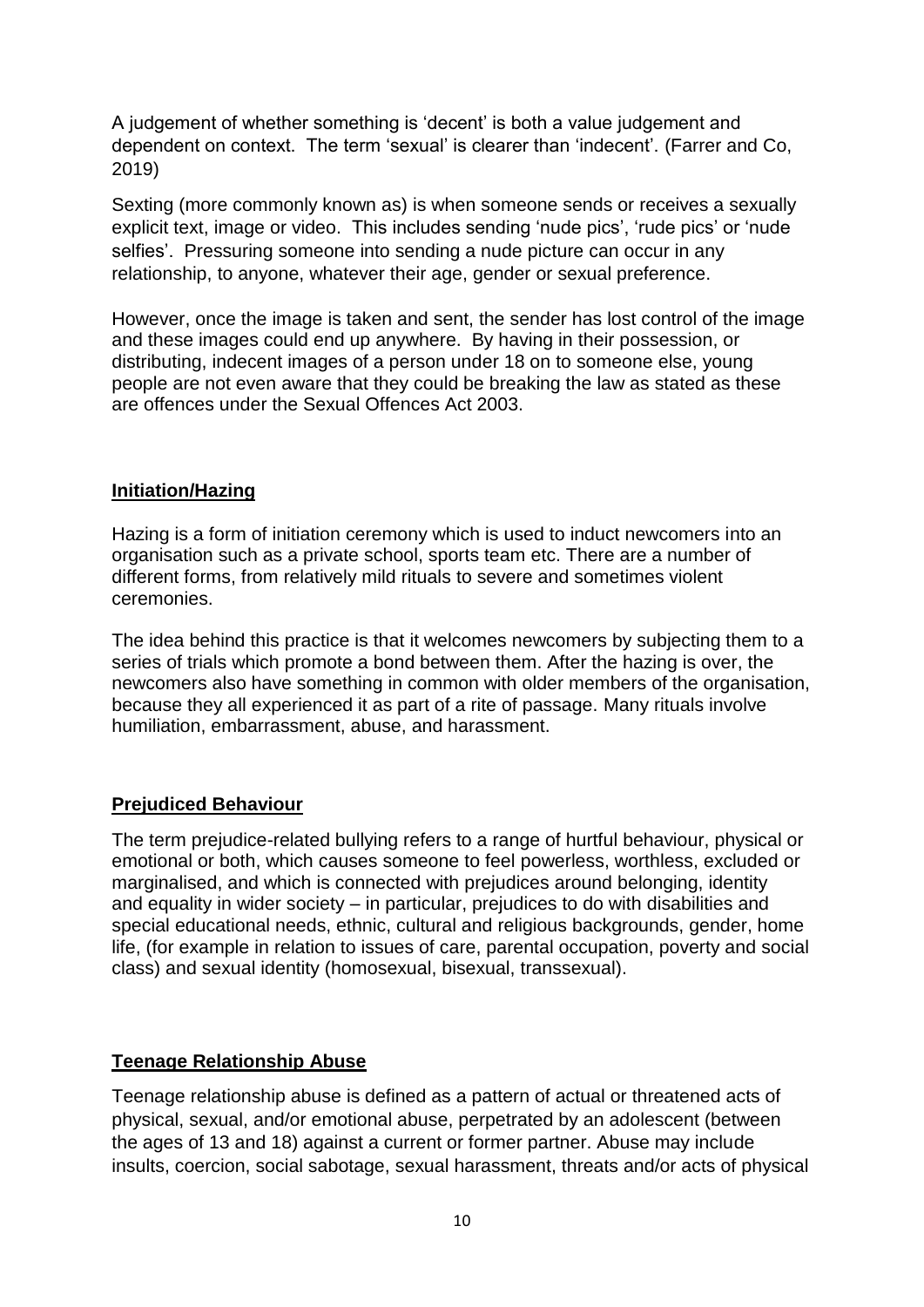A judgement of whether something is 'decent' is both a value judgement and dependent on context. The term 'sexual' is clearer than 'indecent'. (Farrer and Co, 2019)

Sexting (more commonly known as) is when someone sends or receives a sexually explicit text, image or video. This includes sending 'nude pics', 'rude pics' or 'nude selfies'. Pressuring someone into sending a nude picture can occur in any relationship, to anyone, whatever their age, gender or sexual preference.

However, once the image is taken and sent, the sender has lost control of the image and these images could end up anywhere. By having in their possession, or distributing, indecent images of a person under 18 on to someone else, young people are not even aware that they could be breaking the law as stated as these are offences under the Sexual Offences Act 2003.

**Initiation/Hazing**

Hazing is a form of initiation ceremony which is used to induct newcomers into an organisation such as a private school, sports team etc. There are a number of different forms, from relatively mild rituals to severe and sometimes violent ceremonies.

The idea behind this practice is that it welcomes newcomers by subjecting them to a series of trials which promote a bond between them. After the hazing is over, the newcomers also have something in common with older members of the organisation, because they all experienced it as part of a rite of passage. Many rituals involve humiliation, embarrassment, abuse, and harassment.

**Prejudiced Behaviour**

The term prejudice-related bullying refers to a range of hurtful behaviour, physical or emotional or both, which causes someone to feel powerless, worthless, excluded or marginalised, and which is connected with prejudices around belonging, identity and equality in wider society – in particular, prejudices to do with disabilities and special educational needs, ethnic, cultural and religious backgrounds, gender, home life, (for example in relation to issues of care, parental occupation, poverty and social class) and sexual identity (homosexual, bisexual, transsexual).

**Teenage Relationship Abuse**

Teenage relationship abuse is defined as a pattern of actual or threatened acts of physical, sexual, and/or emotional abuse, perpetrated by an adolescent (between the ages of 13 and 18) against a current or former partner. Abuse may include insults, coercion, social sabotage, sexual harassment, threats and/or acts of physical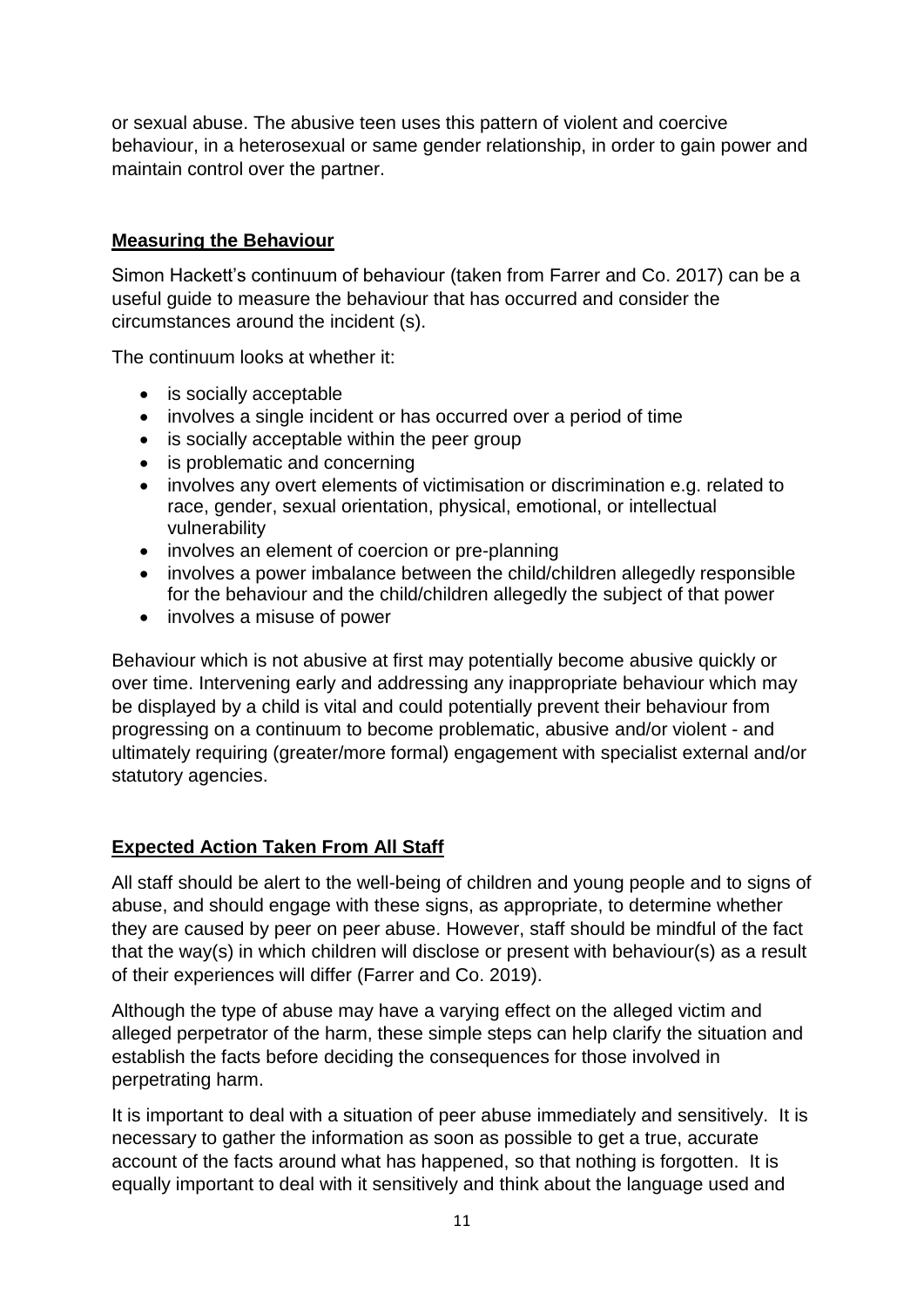or sexual abuse. The abusive teen uses this pattern of violent and coercive behaviour, in a heterosexual or same gender relationship, in order to gain power and maintain control over the partner.

## Measuring the Behaviour

Simon Hackett's continuum of behaviour (taken from Farrer and Co. 2017) can be a useful guide to measure the behaviour that has occurred and consider the circumstances around the incident (s).

The continuum looks at whether it:

- is socially acceptable
- involves a single incident or has occurred over a period of time
- is socially acceptable within the peer group
- is problematic and concerning
- involves any overt elements of victimisation or discrimination e.g. related to race, gender, sexual orientation, physical, emotional, or intellectual vulnerability
- involves an element of coercion or pre-planning
- involves a power imbalance between the child/children allegedly responsible for the behaviour and the child/children allegedly the subject of that power
- involves a misuse of power

Behaviour which is not abusive at first may potentially become abusive quickly or over time. Intervening early and addressing any inappropriate behaviour which may be displayed by a child is vital and could potentially prevent their behaviour from progressing on a continuum to become problematic, abusive and/or violent - and ultimately requiring (greater/more formal) engagement with specialist external and/or statutory agencies.

## Expected Action Taken From All Staff

All staff should be alert to the well-being of children and young people and to signs of abuse, and should engage with these signs, as appropriate, to determine whether they are caused by peer on peer abuse. However, staff should be mindful of the fact that the way(s) in which children will disclose or present with behaviour(s) as a result of their experiences will differ (Farrer and Co. 2019).

Although the type of abuse may have a varying effect on the alleged victim and alleged perpetrator of the harm, these simple steps can help clarify the situation and establish the facts before deciding the consequences for those involved in perpetrating harm.

It is important to deal with a situation of peer abuse immediately and sensitively. It is necessary to gather the information as soon as possible to get a true, accurate account of the facts around what has happened, so that nothing is forgotten. It is equally important to deal with it sensitively and think about the language used and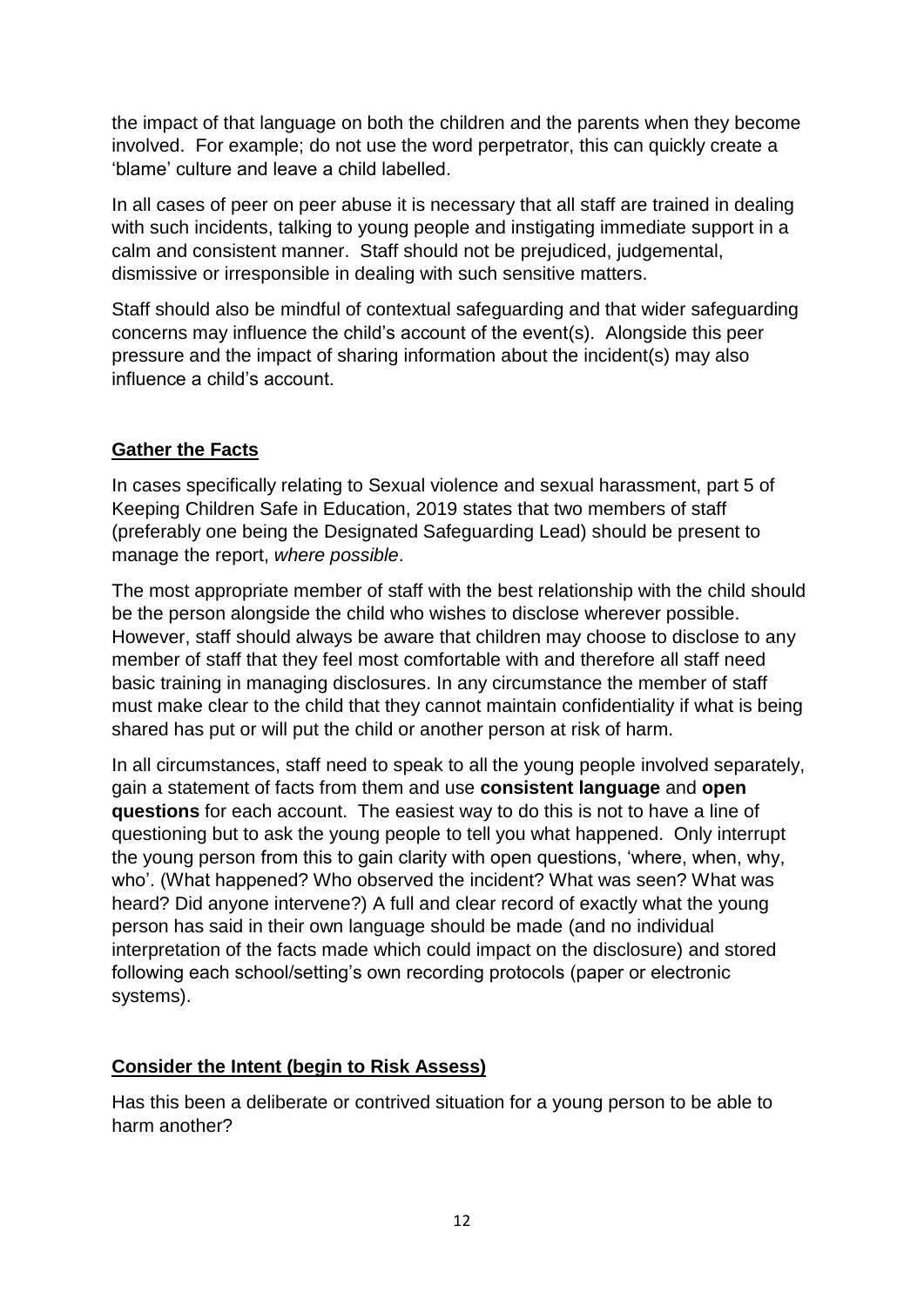the impact of that language on both the children and the parents when they become involved. For example; do not use the word perpetrator, this can quickly create a 'blame' culture and leave a child labelled.

In all cases of peer on peer abuse it is necessary that all staff are trained in dealing with such incidents, talking to young people and instigating immediate support in a calm and consistent manner. Staff should not be prejudiced, judgemental, dismissive or irresponsible in dealing with such sensitive matters.

Staff should also be mindful of contextual safeguarding and that wider safeguarding concerns may influence the child's account of the event(s). Alongside this peer pressure and the impact of sharing information about the incident(s) may also influence a child's account.

## **Gather the Facts**

In cases specifically relating to Sexual violence and sexual harassment, part 5 of Keeping Children Safe in Education, 2019 states that two members of staff (preferably one being the Designated Safeguarding Lead) should be present to manage the report, *where possible*.

The most appropriate member of staff with the best relationship with the child should be the person alongside the child who wishes to disclose wherever possible. However, staff should always be aware that children may choose to disclose to any member of staff that they feel most comfortable with and therefore all staff need basic training in managing disclosures. In any circumstance the member of staff must make clear to the child that they cannot maintain confidentiality if what is being shared has put or will put the child or another person at risk of harm.

In all circumstances, staff need to speak to all the young people involved separately, gain a statement of facts from them and use **consistent language** and **open questions** for each account. The easiest way to do this is not to have a line of questioning but to ask the young people to tell you what happened. Only interrupt the young person from this to gain clarity with open questions, 'where, when, why, who'. (What happened? Who observed the incident? What was seen? What was heard? Did anyone intervene?) A full and clear record of exactly what the young person has said in their own language should be made (and no individual interpretation of the facts made which could impact on the disclosure) and stored following each school/setting's own recording protocols (paper or electronic systems).

## **Consider the Intent (begin to Risk Assess)**

Has this been a deliberate or contrived situation for a young person to be able to harm another?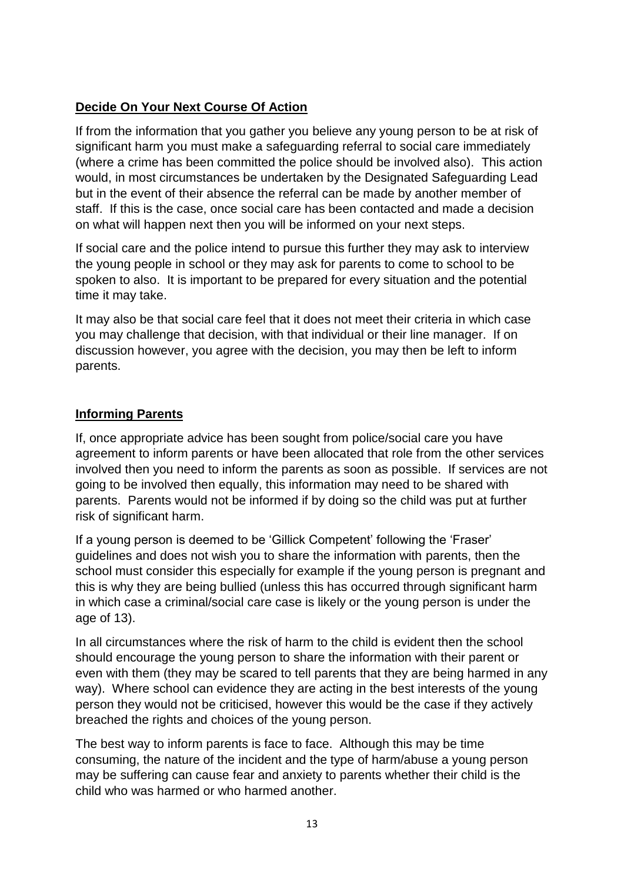## **Decide On Your Next Course Of Action**

If from the information that you gather you believe any young person to be at risk of significant harm you must make a safeguarding referral to social care immediately (where a crime has been committed the police should be involved also). This action would, in most circumstances be undertaken by the Designated Safeguarding Lead but in the event of their absence the referral can be made by another member of staff. If this is the case, once social care has been contacted and made a decision on what will happen next then you will be informed on your next steps.

If social care and the police intend to pursue this further they may ask to interview the young people in school or they may ask for parents to come to school to be spoken to also. It is important to be prepared for every situation and the potential time it may take.

It may also be that social care feel that it does not meet their criteria in which case you may challenge that decision, with that individual or their line manager. If on discussion however, you agree with the decision, you may then be left to inform parents.

## **Informing Parents**

If, once appropriate advice has been sought from police/social care you have agreement to inform parents or have been allocated that role from the other services involved then you need to inform the parents as soon as possible. If services are not going to be involved then equally, this information may need to be shared with parents. Parents would not be informed if by doing so the child was put at further risk of significant harm.

If a young person is deemed to be 'Gillick Competent' following the 'Fraser' guidelines and does not wish you to share the information with parents, then the school must consider this especially for example if the young person is pregnant and this is why they are being bullied (unless this has occurred through significant harm in which case a criminal/social care case is likely or the young person is under the age of 13).

In all circumstances where the risk of harm to the child is evident then the school should encourage the young person to share the information with their parent or even with them (they may be scared to tell parents that they are being harmed in any way). Where school can evidence they are acting in the best interests of the young person they would not be criticised, however this would be the case if they actively breached the rights and choices of the young person.

The best way to inform parents is face to face. Although this may be time consuming, the nature of the incident and the type of harm/abuse a young person may be suffering can cause fear and anxiety to parents whether their child is the child who was harmed or who harmed another.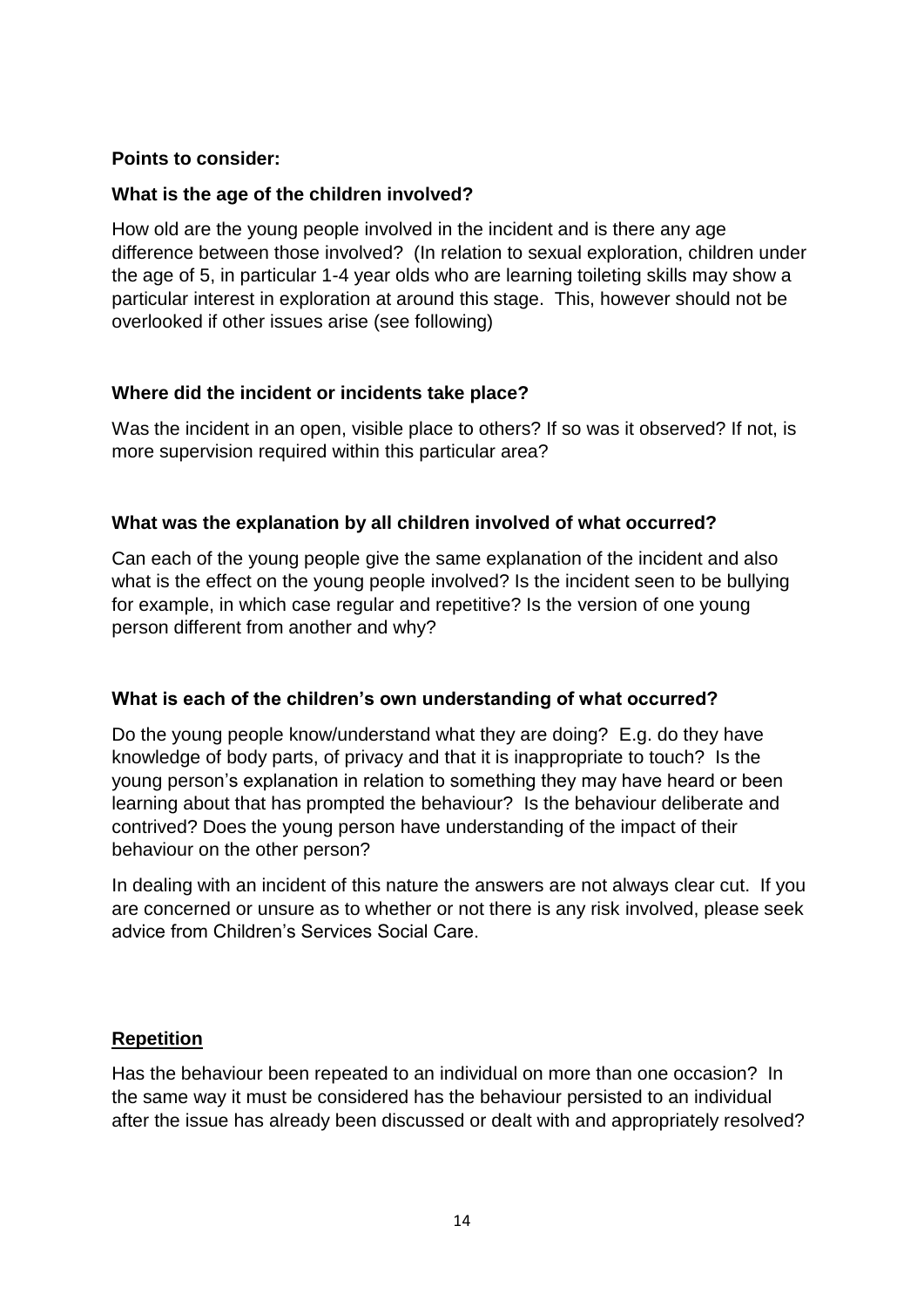**Points to consider:**

**What is the age of the children involved?**

How old are the young people involved in the incident and is there any age difference between those involved? (In relation to sexual exploration, children under the age of 5, in particular 1-4 year olds who are learning toileting skills may show a particular interest in exploration at around this stage. This, however should not be overlooked if other issues arise (see following)

**Where did the incident or incidents take place?**

Was the incident in an open, visible place to others? If so was it observed? If not, is more supervision required within this particular area?

**What was the explanation by all children involved of what occurred?**

Can each of the young people give the same explanation of the incident and also what is the effect on the young people involved? Is the incident seen to be bullying for example, in which case regular and repetitive? Is the version of one young person different from another and why?

**What is each of the children's own understanding of what occurred?**

Do the young people know/understand what they are doing? E.g. do they have knowledge of body parts, of privacy and that it is inappropriate to touch? Is the young person's explanation in relation to something they may have heard or been learning about that has prompted the behaviour? Is the behaviour deliberate and contrived? Does the young person have understanding of the impact of their behaviour on the other person?

In dealing with an incident of this nature the answers are not always clear cut. If you are concerned or unsure as to whether or not there is any risk involved, please seek advice from Children's Services Social Care.

**Repetition**

Has the behaviour been repeated to an individual on more than one occasion? In the same way it must be considered has the behaviour persisted to an individual after the issue has already been discussed or dealt with and appropriately resolved?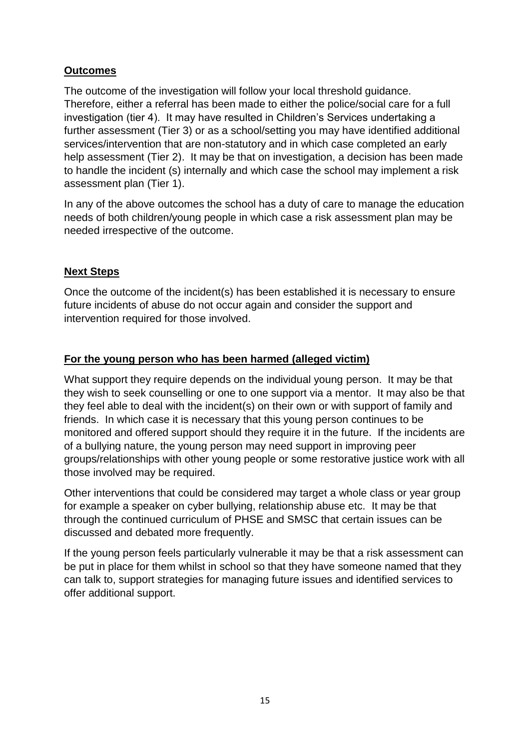**Outcomes**

The outcome of the investigation will follow your local threshold guidance. Therefore, either a referral has been made to either the police/social care for a full investigation (tier 4). It may have resulted in Children's Services undertaking a further assessment (Tier 3) or as a school/setting you may have identified additional services/intervention that are non-statutory and in which case completed an early help assessment (Tier 2). It may be that on investigation, a decision has been made to handle the incident (s) internally and which case the school may implement a risk assessment plan (Tier 1).

In any of the above outcomes the school has a duty of care to manage the education needs of both children/young people in which case a risk assessment plan may be needed irrespective of the outcome.

**Next Steps**

Once the outcome of the incident(s) has been established it is necessary to ensure future incidents of abuse do not occur again and consider the support and intervention required for those involved.

**For the young person who has been harmed (alleged victim)**

What support they require depends on the individual young person. It may be that they wish to seek counselling or one to one support via a mentor. It may also be that they feel able to deal with the incident(s) on their own or with support of family and friends. In which case it is necessary that this young person continues to be monitored and offered support should they require it in the future. If the incidents are of a bullying nature, the young person may need support in improving peer groups/relationships with other young people or some restorative justice work with all those involved may be required.

Other interventions that could be considered may target a whole class or year group for example a speaker on cyber bullying, relationship abuse etc. It may be that through the continued curriculum of PHSE and SMSC that certain issues can be discussed and debated more frequently.

If the young person feels particularly vulnerable it may be that a risk assessment can be put in place for them whilst in school so that they have someone named that they can talk to, support strategies for managing future issues and identified services to offer additional support.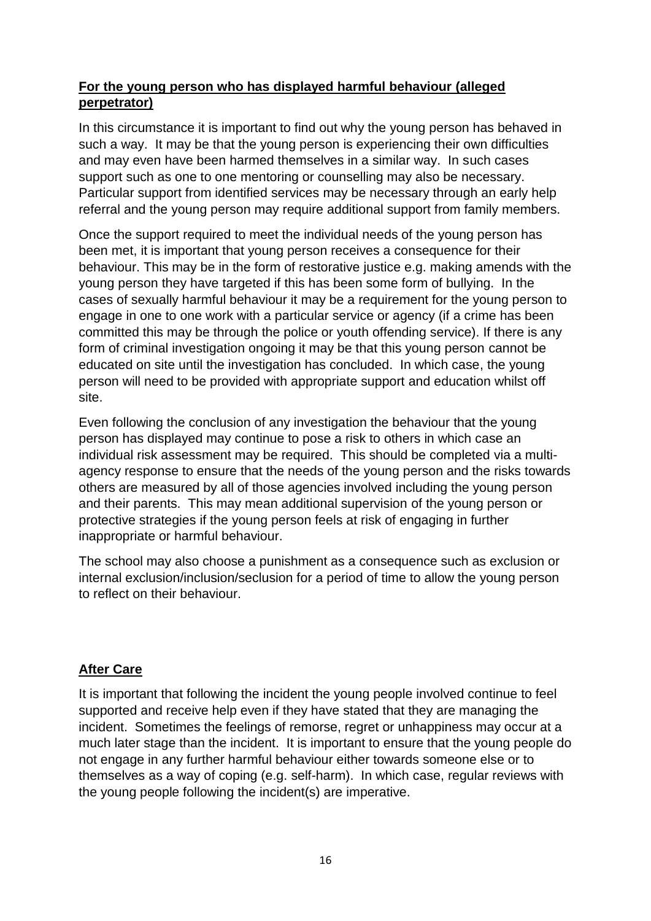**For the young person who has displayed harmful behaviour (alleged perpetrator)**

In this circumstance it is important to find out why the young person has behaved in such a way. It may be that the young person is experiencing their own difficulties and may even have been harmed themselves in a similar way. In such cases support such as one to one mentoring or counselling may also be necessary. Particular support from identified services may be necessary through an early help referral and the young person may require additional support from family members.

Once the support required to meet the individual needs of the young person has been met, it is important that young person receives a consequence for their behaviour. This may be in the form of restorative justice e.g. making amends with the young person they have targeted if this has been some form of bullying. In the cases of sexually harmful behaviour it may be a requirement for the young person to engage in one to one work with a particular service or agency (if a crime has been committed this may be through the police or youth offending service). If there is any form of criminal investigation ongoing it may be that this young person cannot be educated on site until the investigation has concluded. In which case, the young person will need to be provided with appropriate support and education whilst off site.

Even following the conclusion of any investigation the behaviour that the young person has displayed may continue to pose a risk to others in which case an individual risk assessment may be required. This should be completed via a multi-agency response to ensure that the needs of the young person and the risks towards others are measured by all of those agencies involved including the young person and their parents. This may mean additional supervision of the young person or protective strategies if the young person feels at risk of engaging in further inappropriate or harmful behaviour.

The school may also choose a punishment as a consequence such as exclusion or internal exclusion/inclusion/seclusion for a period of time to allow the young person to reflect on their behaviour.

**After Care**

It is important that following the incident the young people involved continue to feel supported and receive help even if they have stated that they are managing the incident. Sometimes the feelings of remorse, regret or unhappiness may occur at a much later stage than the incident. It is important to ensure that the young people do not engage in any further harmful behaviour either towards someone else or to themselves as a way of coping (e.g. self-harm). In which case, regular reviews with the young people following the incident(s) are imperative.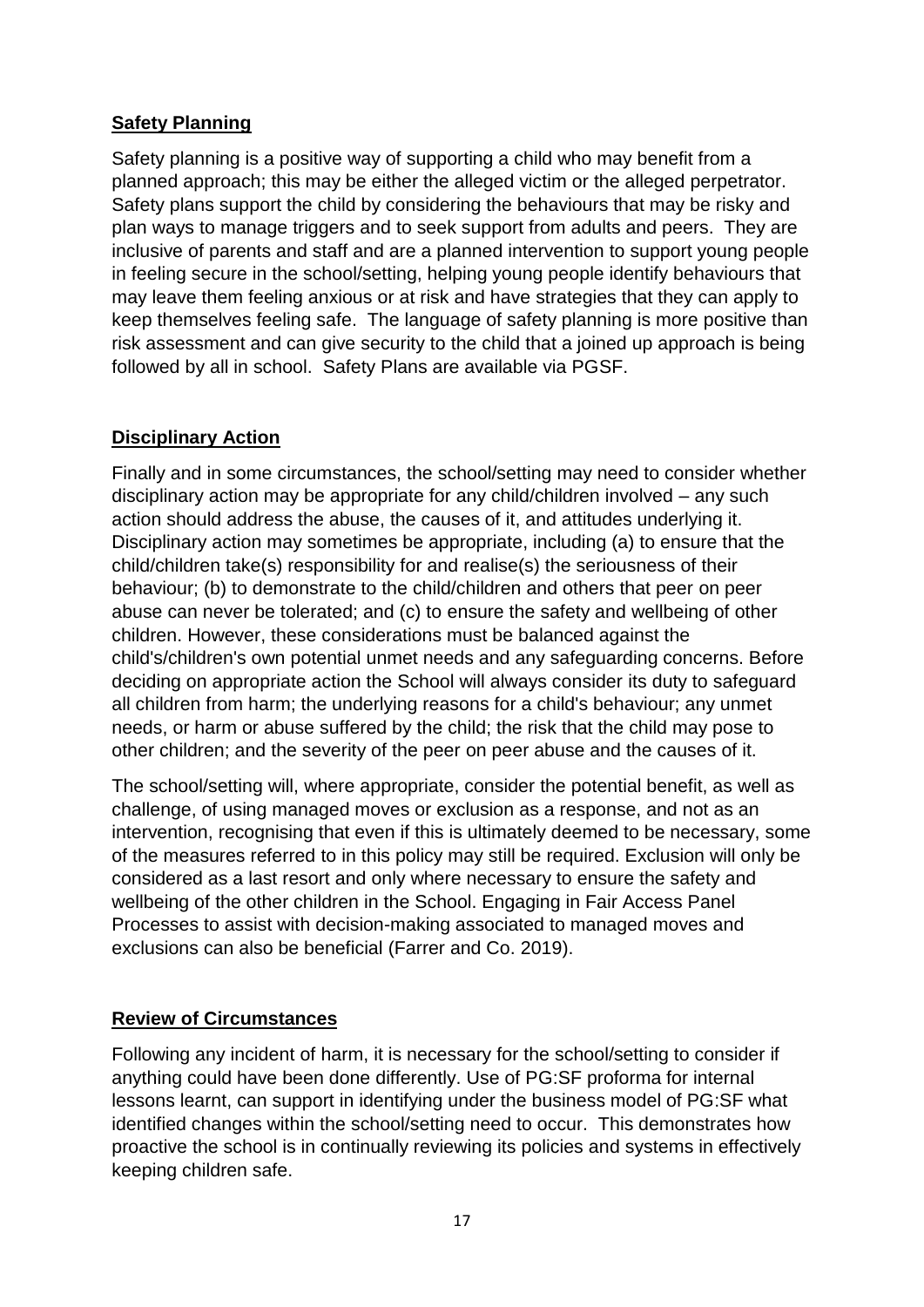## Safety Planning

Safety planning is a positive way of supporting a child who may benefit from a planned approach; this may be either the alleged victim or the alleged perpetrator. Safety plans support the child by considering the behaviours that may be risky and plan ways to manage triggers and to seek support from adults and peers. They are inclusive of parents and staff and are a planned intervention to support young people in feeling secure in the school/setting, helping young people identify behaviours that may leave them feeling anxious or at risk and have strategies that they can apply to keep themselves feeling safe. The language of safety planning is more positive than risk assessment and can give security to the child that a joined up approach is being followed by all in school. Safety Plans are available via PGSF.

## Disciplinary Action

Finally and in some circumstances, the school/setting may need to consider whether disciplinary action may be appropriate for any child/children involved – any such action should address the abuse, the causes of it, and attitudes underlying it. Disciplinary action may sometimes be appropriate, including (a) to ensure that the child/children take(s) responsibility for and realise(s) the seriousness of their behaviour; (b) to demonstrate to the child/children and others that peer on peer abuse can never be tolerated; and (c) to ensure the safety and wellbeing of other children. However, these considerations must be balanced against the child's/children's own potential unmet needs and any safeguarding concerns. Before deciding on appropriate action the School will always consider its duty to safeguard all children from harm; the underlying reasons for a child's behaviour; any unmet needs, or harm or abuse suffered by the child; the risk that the child may pose to other children; and the severity of the peer on peer abuse and the causes of it.

The school/setting will, where appropriate, consider the potential benefit, as well as challenge, of using managed moves or exclusion as a response, and not as an intervention, recognising that even if this is ultimately deemed to be necessary, some of the measures referred to in this policy may still be required. Exclusion will only be considered as a last resort and only where necessary to ensure the safety and wellbeing of the other children in the School. Engaging in Fair Access Panel Processes to assist with decision-making associated to managed moves and exclusions can also be beneficial (Farrer and Co. 2019).

## Review of Circumstances

Following any incident of harm, it is necessary for the school/setting to consider if anything could have been done differently. Use of PG:SF proforma for internal lessons learnt, can support in identifying under the business model of PG:SF what identified changes within the school/setting need to occur. This demonstrates how proactive the school is in continually reviewing its policies and systems in effectively keeping children safe.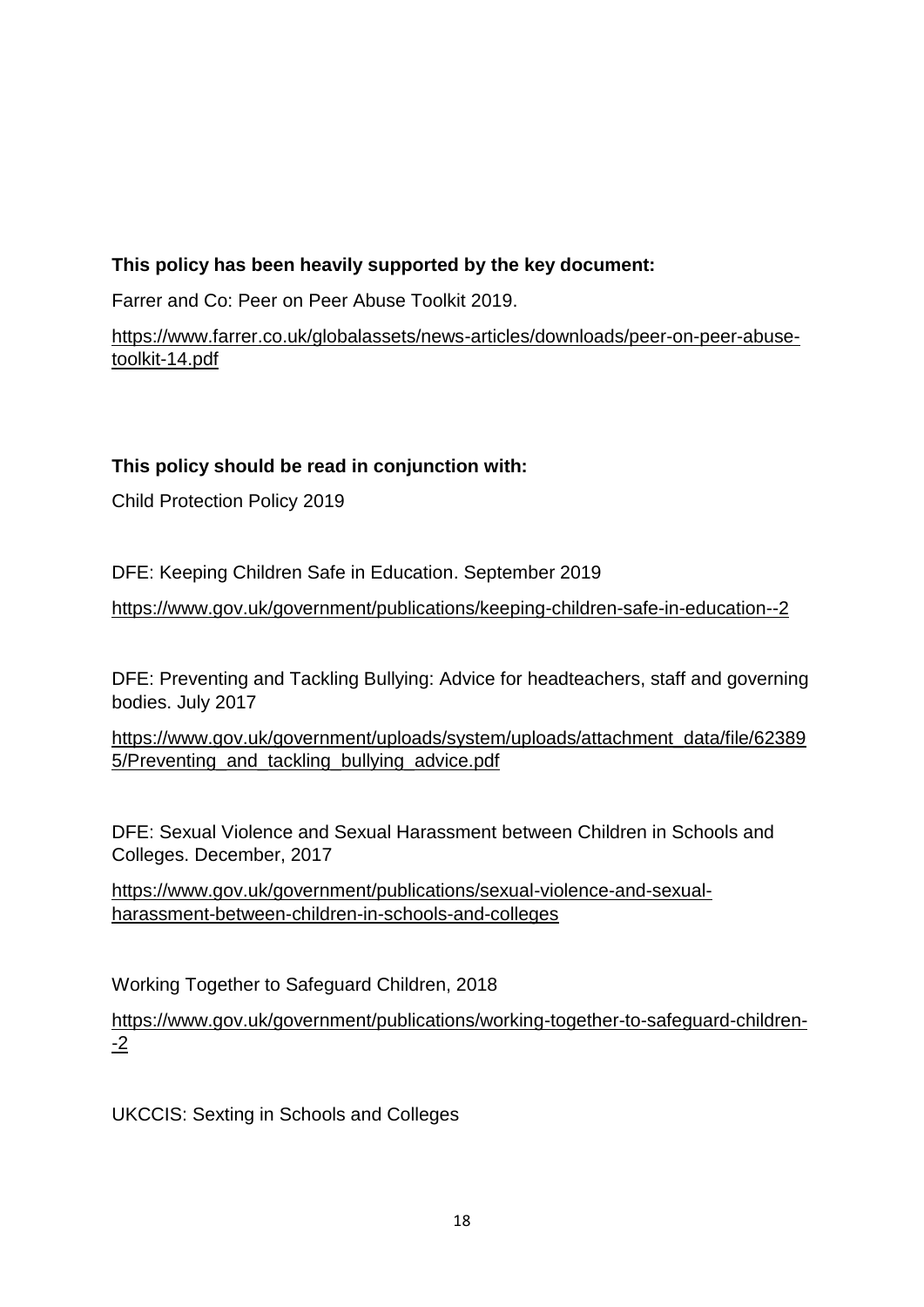**This policy has been heavily supported by the key document:**

Farrer and Co: Peer on Peer Abuse Toolkit 2019.

https://www.farrer.co.uk/globalassets/news-articles/downloads/peer-on-peer-abuse-toolkit-14.pdf

**This policy should be read in conjunction with:**

Child Protection Policy 2019

DFE: Keeping Children Safe in Education. September 2019

https://www.gov.uk/government/publications/keeping-children-safe-in-education--2

DFE: Preventing and Tackling Bullying: Advice for headteachers, staff and governing bodies. July 2017

https://www.gov.uk/government/uploads/system/uploads/attachment_data/file/623895/Preventing_and_tackling_bullying_advice.pdf

DFE: Sexual Violence and Sexual Harassment between Children in Schools and Colleges. December, 2017

https://www.gov.uk/government/publications/sexual-violence-and-sexual-harassment-between-children-in-schools-and-colleges

Working Together to Safeguard Children, 2018

https://www.gov.uk/government/publications/working-together-to-safeguard-children--2

UKCCIS: Sexting in Schools and Colleges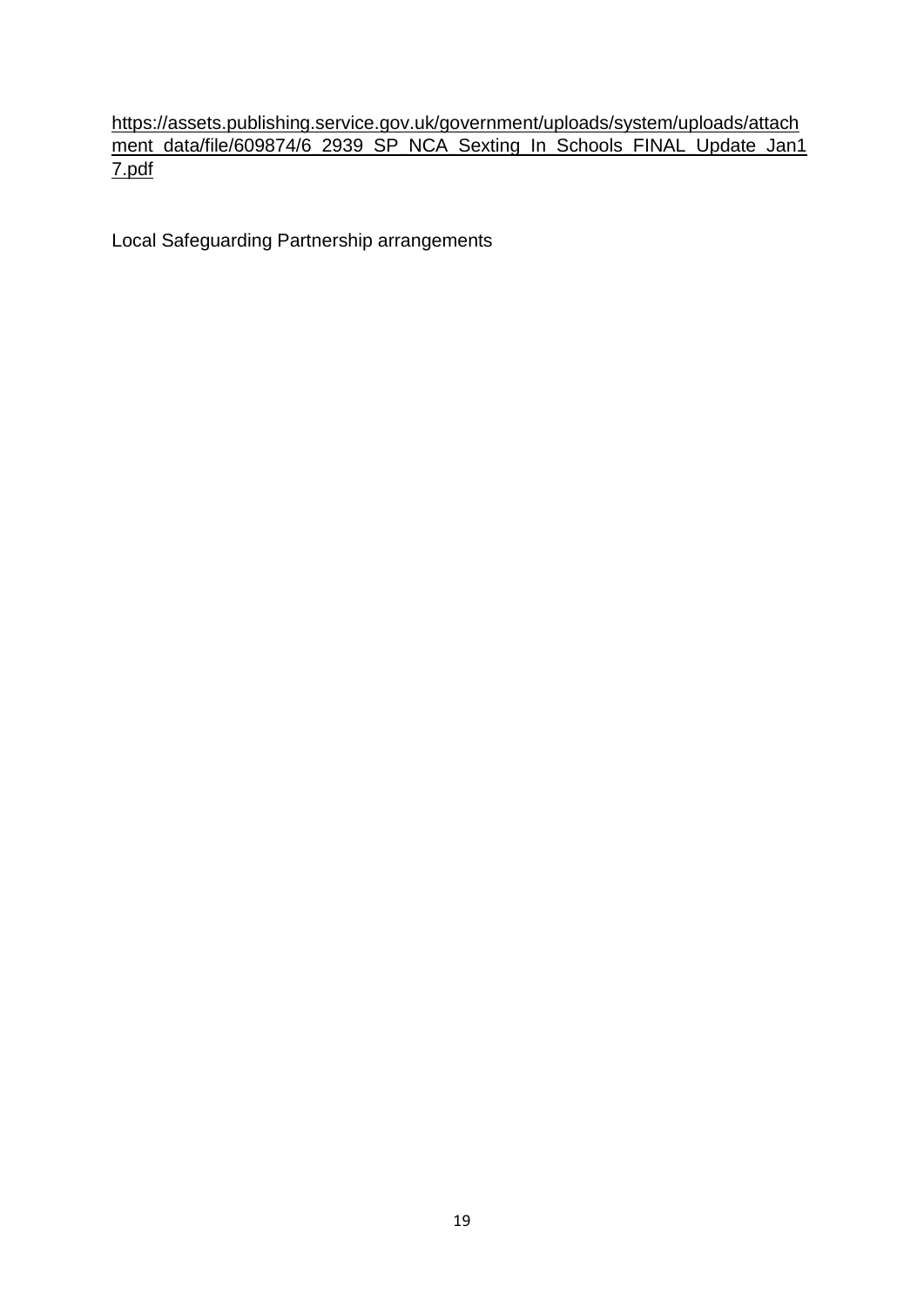https://assets.publishing.service.gov.uk/government/uploads/system/uploads/attachment_data/file/609874/6_2939_SP_NCA_Sexting_In_Schools_FINAL_Update_Jan17.pdf

Local Safeguarding Partnership arrangements